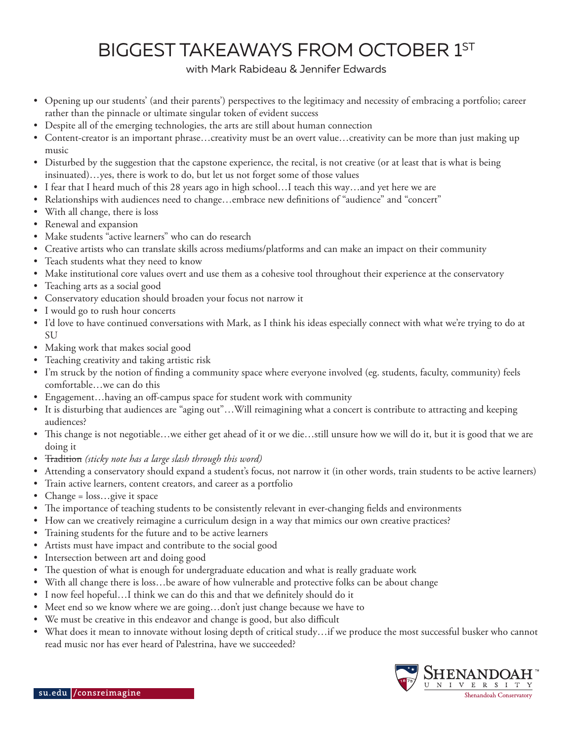# BIGGEST TAKEAWAYS FROM OCTOBER 1ST

with Mark Rabideau & Jennifer Edwards

- Opening up our students' (and their parents') perspectives to the legitimacy and necessity of embracing a portfolio; career rather than the pinnacle or ultimate singular token of evident success
- Despite all of the emerging technologies, the arts are still about human connection
- Content-creator is an important phrase…creativity must be an overt value…creativity can be more than just making up music
- Disturbed by the suggestion that the capstone experience, the recital, is not creative (or at least that is what is being insinuated)…yes, there is work to do, but let us not forget some of those values
- I fear that I heard much of this 28 years ago in high school…I teach this way…and yet here we are
- Relationships with audiences need to change…embrace new definitions of "audience" and "concert"
- With all change, there is loss
- Renewal and expansion
- Make students "active learners" who can do research
- Creative artists who can translate skills across mediums/platforms and can make an impact on their community
- Teach students what they need to know
- Make institutional core values overt and use them as a cohesive tool throughout their experience at the conservatory
- Teaching arts as a social good
- Conservatory education should broaden your focus not narrow it
- I would go to rush hour concerts
- I'd love to have continued conversations with Mark, as I think his ideas especially connect with what we're trying to do at SU
- Making work that makes social good
- Teaching creativity and taking artistic risk
- I'm struck by the notion of finding a community space where everyone involved (eg. students, faculty, community) feels comfortable…we can do this
- Engagement…having an off-campus space for student work with community
- It is disturbing that audiences are "aging out"…Will reimagining what a concert is contribute to attracting and keeping audiences?
- This change is not negotiable…we either get ahead of it or we die…still unsure how we will do it, but it is good that we are doing it
- ~~Tradition~~ *(sticky note has a large slash through this word)*
- Attending a conservatory should expand a student's focus, not narrow it (in other words, train students to be active learners)
- Train active learners, content creators, and career as a portfolio
- Change = loss…give it space
- The importance of teaching students to be consistently relevant in ever-changing fields and environments
- How can we creatively reimagine a curriculum design in a way that mimics our own creative practices?
- Training students for the future and to be active learners
- Artists must have impact and contribute to the social good
- Intersection between art and doing good
- The question of what is enough for undergraduate education and what is really graduate work
- With all change there is loss…be aware of how vulnerable and protective folks can be about change
- I now feel hopeful…I think we can do this and that we definitely should do it
- Meet end so we know where we are going…don't just change because we have to
- We must be creative in this endeavor and change is good, but also difficult
- What does it mean to innovate without losing depth of critical study…if we produce the most successful busker who cannot read music nor has ever heard of Palestrina, have we succeeded?

su.edu/consreimagine

Shenandoah University
Shenandoah Conservatory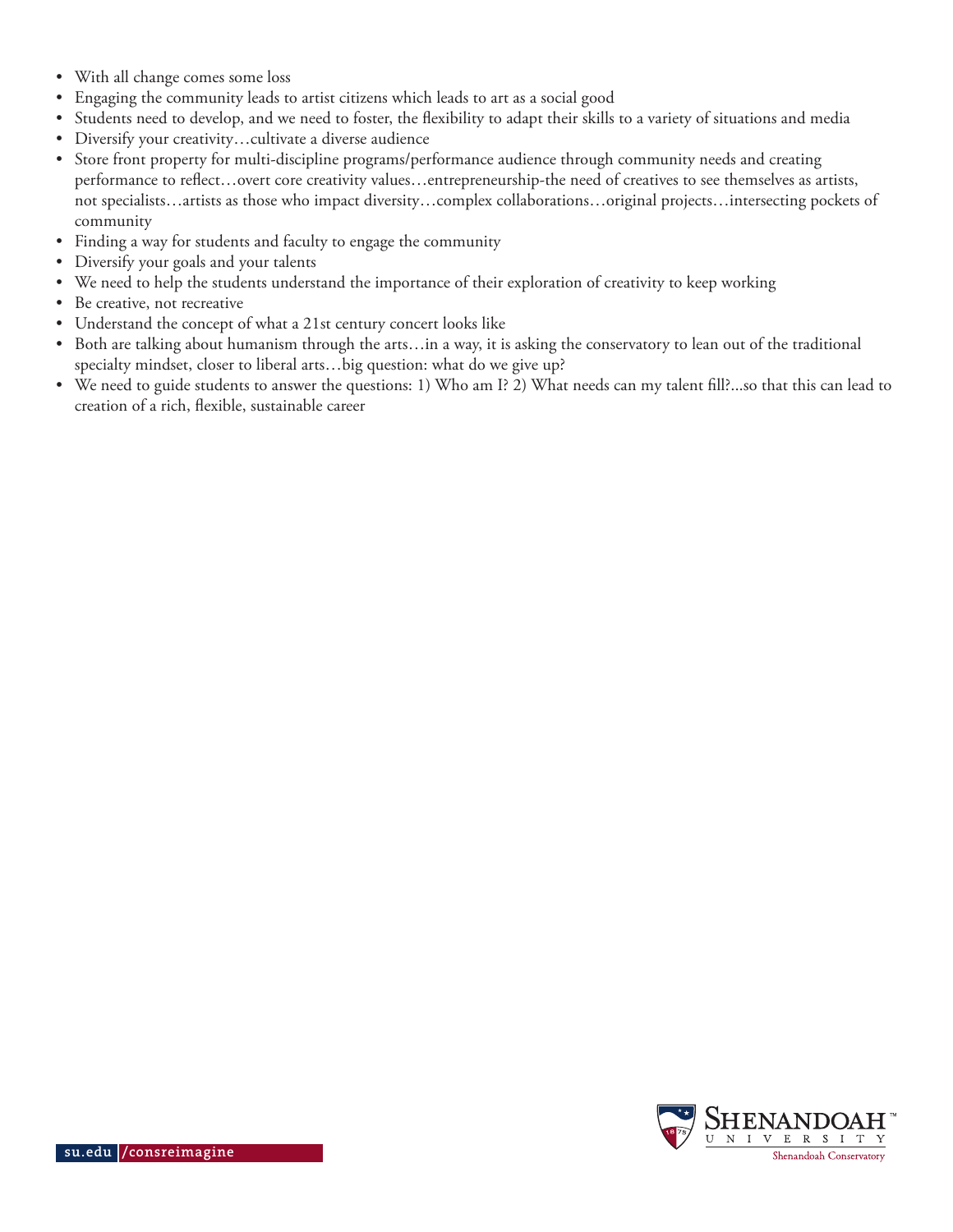- With all change comes some loss
- Engaging the community leads to artist citizens which leads to art as a social good
- Students need to develop, and we need to foster, the flexibility to adapt their skills to a variety of situations and media
- Diversify your creativity…cultivate a diverse audience
- Store front property for multi-discipline programs/performance audience through community needs and creating performance to reflect…overt core creativity values…entrepreneurship-the need of creatives to see themselves as artists, not specialists…artists as those who impact diversity…complex collaborations…original projects…intersecting pockets of community
- Finding a way for students and faculty to engage the community
- Diversify your goals and your talents
- We need to help the students understand the importance of their exploration of creativity to keep working
- Be creative, not recreative
- Understand the concept of what a 21st century concert looks like
- Both are talking about humanism through the arts…in a way, it is asking the conservatory to lean out of the traditional specialty mindset, closer to liberal arts…big question: what do we give up?
- We need to guide students to answer the questions: 1) Who am I? 2) What needs can my talent fill?...so that this can lead to creation of a rich, flexible, sustainable career